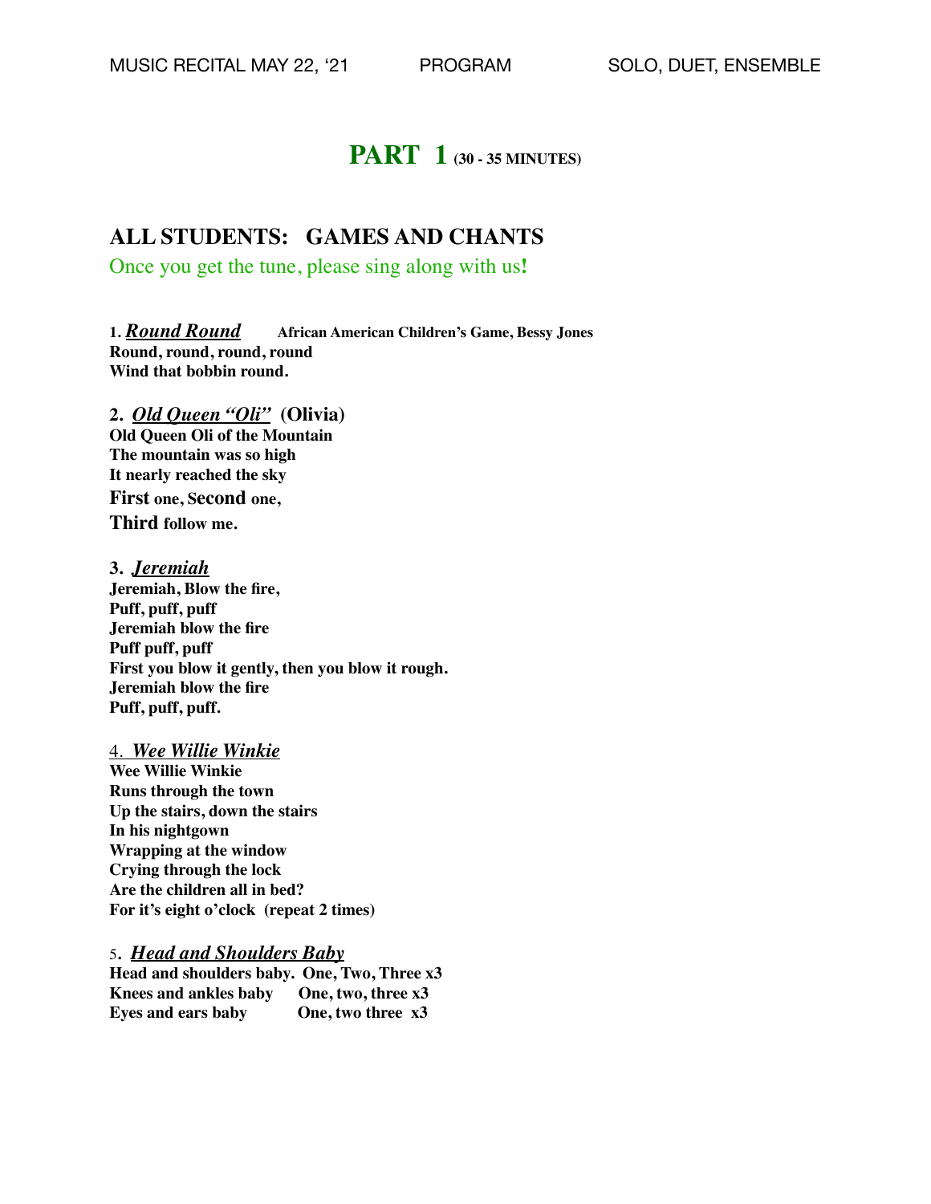# PART 1 (30 - 35 MINUTES)

## ALL STUDENTS: GAMES AND CHANTS

Once you get the tune, please sing along with us!

**1. *Round Round*** **African American Children's Game, Bessy Jones**
**Round, round, round, round**
**Wind that bobbin round.**

**2. *Old Queen "Oli"* (Olivia)**
**Old Queen Oli of the Mountain**
**The mountain was so high**
**It nearly reached the sky**
**First one, Second one,**
**Third follow me.**

**3. *Jeremiah***
**Jeremiah, Blow the fire,**
**Puff, puff, puff**
**Jeremiah blow the fire**
**Puff puff, puff**
**First you blow it gently, then you blow it rough.**
**Jeremiah blow the fire**
**Puff, puff, puff.**

4. ***Wee Willie Winkie***
**Wee Willie Winkie**
**Runs through the town**
**Up the stairs, down the stairs**
**In his nightgown**
**Wrapping at the window**
**Crying through the lock**
**Are the children all in bed?**
**For it's eight o'clock (repeat 2 times)**

5. ***Head and Shoulders Baby***
**Head and shoulders baby. One, Two, Three x3**
**Knees and ankles baby One, two, three x3**
**Eyes and ears baby One, two three x3**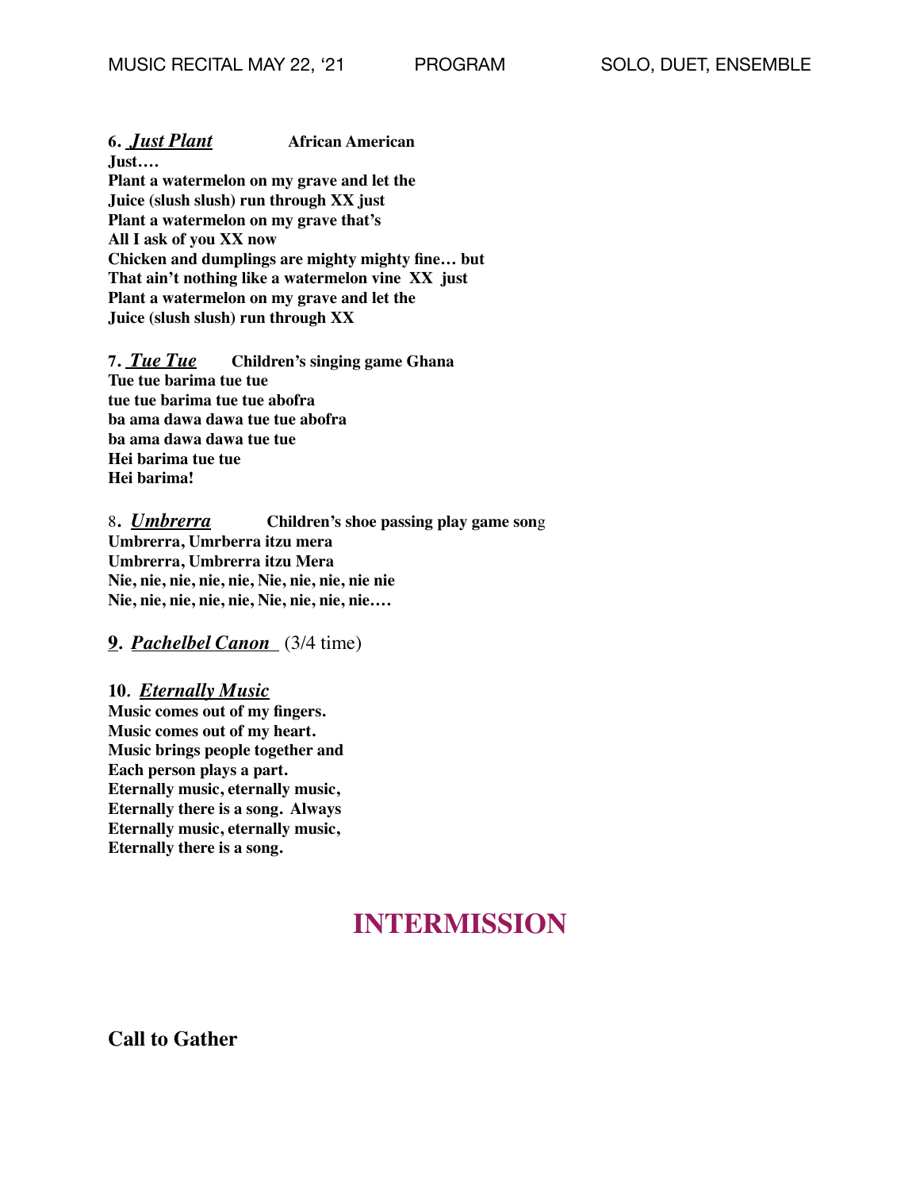**6. *Just Plant*** **African American**
**Just….**
**Plant a watermelon on my grave and let the**
**Juice (slush slush) run through XX just**
**Plant a watermelon on my grave that's**
**All I ask of you XX now**
**Chicken and dumplings are mighty mighty fine… but**
**That ain't nothing like a watermelon vine XX just**
**Plant a watermelon on my grave and let the**
**Juice (slush slush) run through XX**

**7. *Tue Tue*** **Children's singing game Ghana**
**Tue tue barima tue tue**
**tue tue barima tue tue abofra**
**ba ama dawa dawa tue tue abofra**
**ba ama dawa dawa tue tue**
**Hei barima tue tue**
**Hei barima!**

8**. *Umbrerra*** **Children's shoe passing play game son**g
**Umbrerra, Umrberra itzu mera**
**Umbrerra, Umbrerra itzu Mera**
**Nie, nie, nie, nie, nie, Nie, nie, nie, nie nie**
**Nie, nie, nie, nie, nie, Nie, nie, nie, nie….**

**9. *Pachelbel Canon*** (3/4 time)

**10. *Eternally Music***
**Music comes out of my fingers.**
**Music comes out of my heart.**
**Music brings people together and**
**Each person plays a part.**
**Eternally music, eternally music,**
**Eternally there is a song. Always**
**Eternally music, eternally music,**
**Eternally there is a song.**

# INTERMISSION

**Call to Gather**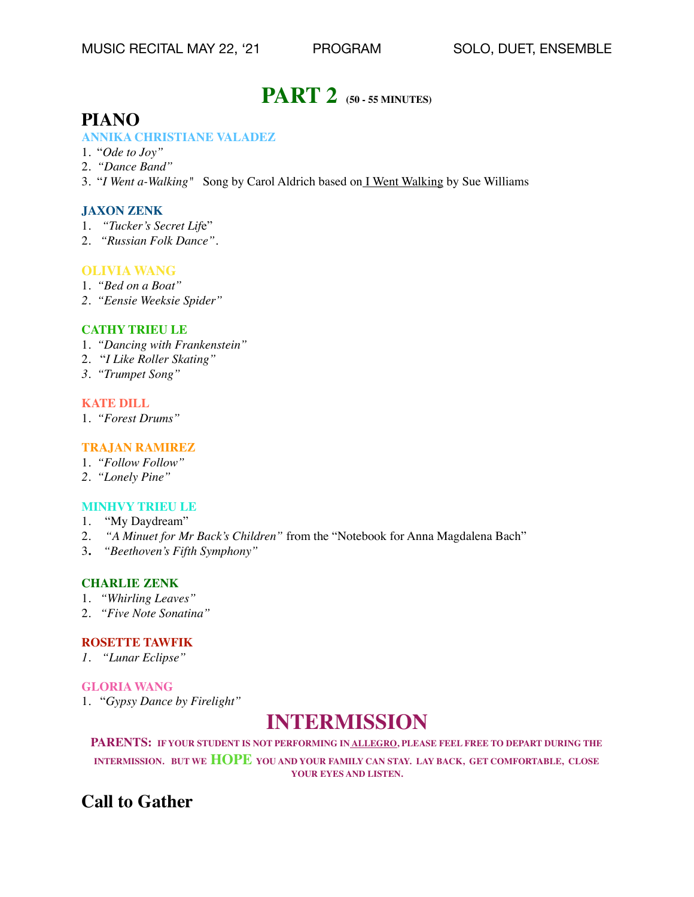# PART 2 (50 - 55 MINUTES)

## PIANO

**ANNIKA CHRISTIANE VALADEZ**

1. "*Ode to Joy*"
2. *"Dance Band"*
3. "*I Went a-Walking"* Song by Carol Aldrich based on I Went Walking by Sue Williams

**JAXON ZENK**

1. *"Tucker's Secret Life*"
2. *"Russian Folk Dance"*.

**OLIVIA WANG**

1. *"Bed on a Boat"*
2. *"Eensie Weeksie Spider"*

**CATHY TRIEU LE**

1. *"Dancing with Frankenstein"*
2. "*I Like Roller Skating"*
3. *"Trumpet Song"*

**KATE DILL**

1. *"Forest Drums"*

**TRAJAN RAMIREZ**

1. *"Follow Follow"*
2. *"Lonely Pine"*

**MINHVY TRIEU LE**

1. "My Daydream"
2. *"A Minuet for Mr Back's Children"* from the "Notebook for Anna Magdalena Bach"
3. *"Beethoven's Fifth Symphony"*

**CHARLIE ZENK**

1. *"Whirling Leaves"*
2. *"Five Note Sonatina"*

**ROSETTE TAWFIK**

1. *"Lunar Eclipse"*

**GLORIA WANG**

1. "*Gypsy Dance by Firelight"*

# INTERMISSION

**PARENTS: IF YOUR STUDENT IS NOT PERFORMING IN ALLEGRO, PLEASE FEEL FREE TO DEPART DURING THE INTERMISSION. BUT WE HOPE YOU AND YOUR FAMILY CAN STAY. LAY BACK, GET COMFORTABLE, CLOSE YOUR EYES AND LISTEN.**

## Call to Gather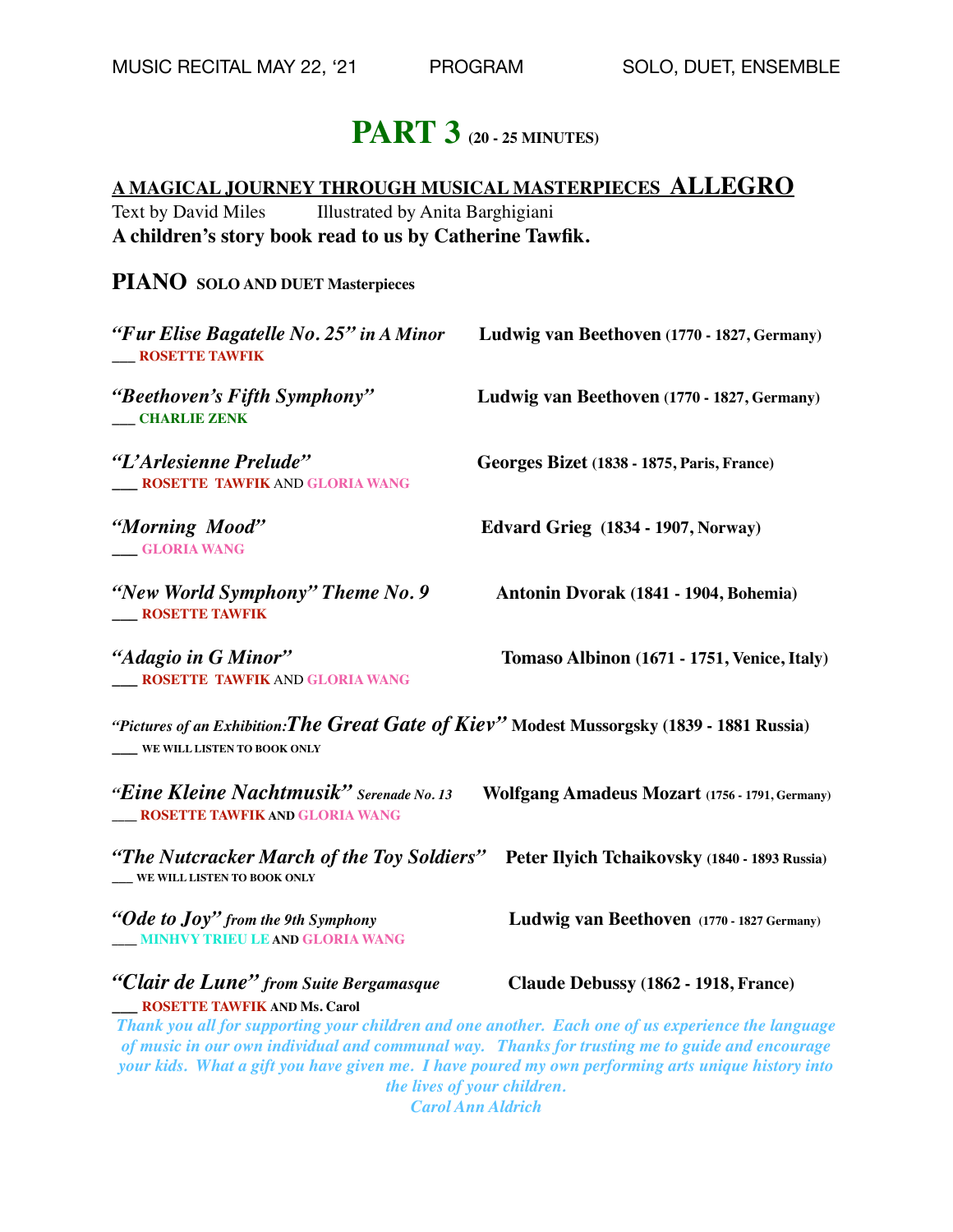# PART 3 (20 - 25 MINUTES)

## A MAGICAL JOURNEY THROUGH MUSICAL MASTERPIECES ALLEGRO

Text by David Miles Illustrated by Anita Barghigiani

**A children's story book read to us by Catherine Tawfik.**

## PIANO SOLO AND DUET Masterpieces

***"Fur Elise Bagatelle No. 25" in A Minor*** **Ludwig van Beethoven (1770 - 1827, Germany)**
___ **ROSETTE TAWFIK**

***"Beethoven's Fifth Symphony"*** **Ludwig van Beethoven (1770 - 1827, Germany)**
___ **CHARLIE ZENK**

***"L'Arlesienne Prelude"*** **Georges Bizet (1838 - 1875, Paris, France)**
___ **ROSETTE TAWFIK** AND **GLORIA WANG**

***"Morning Mood"*** **Edvard Grieg (1834 - 1907, Norway)**
___ **GLORIA WANG**

***"New World Symphony" Theme No. 9*** **Antonin Dvorak (1841 - 1904, Bohemia)**
___ **ROSETTE TAWFIK**

***"Adagio in G Minor"*** **Tomaso Albinon (1671 - 1751, Venice, Italy)**
___ **ROSETTE TAWFIK** AND **GLORIA WANG**

***"Pictures of an Exhibition: The Great Gate of Kiev"*** **Modest Mussorgsky (1839 - 1881 Russia)**
___ **WE WILL LISTEN TO BOOK ONLY**

***"Eine Kleine Nachtmusik" Serenade No. 13*** **Wolfgang Amadeus Mozart (1756 - 1791, Germany)**
___ **ROSETTE TAWFIK AND GLORIA WANG**

***"The Nutcracker March of the Toy Soldiers"*** **Peter Ilyich Tchaikovsky (1840 - 1893 Russia)**
___ **WE WILL LISTEN TO BOOK ONLY**

***"Ode to Joy" from the 9th Symphony*** **Ludwig van Beethoven (1770 - 1827 Germany)**
___ **MINHVY TRIEU LE AND GLORIA WANG**

***"Clair de Lune" from Suite Bergamasque*** **Claude Debussy (1862 - 1918, France)**
___ **ROSETTE TAWFIK AND Ms. Carol**

***Thank you all for supporting your children and one another. Each one of us experience the language of music in our own individual and communal way. Thanks for trusting me to guide and encourage your kids. What a gift you have given me. I have poured my own performing arts unique history into the lives of your children.***

***Carol Ann Aldrich***